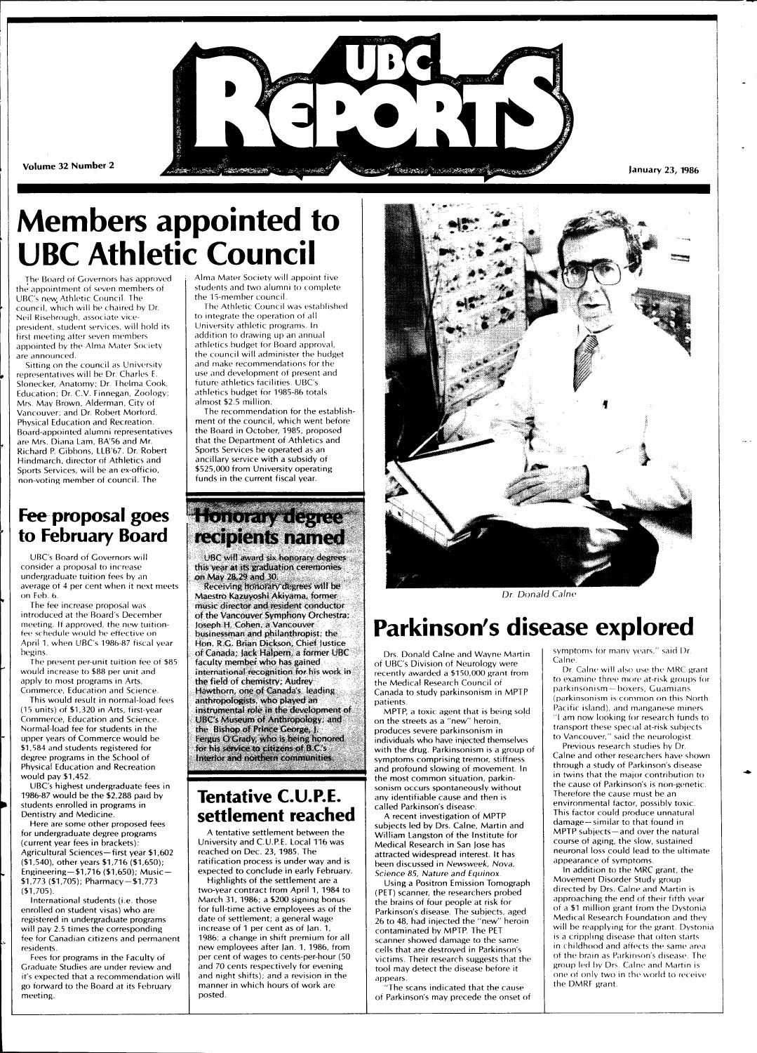# UBC Reports

Volume 32 Number 2 — January 23, 1986

# Members appointed to UBC Athletic Council

The Board of Governors has approved the appointment of seven members of UBC's new Athletic Council. The council, which will be chaired by Dr. Neil Risebrough, associate vice-president, student services, will hold its first meeting after seven members appointed by the Alma Mater Society are announced.

Sitting on the council as University representatives will be Dr. Charles E. Slonecker, Anatomy; Dr. Thelma Cook, Education; Dr. C.V. Finnegan, Zoology; Mrs. May Brown, Alderman, City of Vancouver; and Dr. Robert Morford, Physical Education and Recreation. Board-appointed alumni representatives are Mrs. Diana Lam, BA'56 and Mr. Richard P. Gibbons, LLB'67. Dr. Robert Hindmarch, director of Athletics and Sports Services, will be an ex-officio, non-voting member of council. The Alma Mater Society will appoint five students and two alumni to complete the 15-member council.

The Athletic Council was established to integrate the operation of all University athletic programs. In addition to drawing up an annual athletics budget for Board approval, the council will administer the budget and make recommendations for the use and development of present and future athletics facilities. UBC's athletics budget for 1985-86 totals almost $2.5 million.

The recommendation for the establishment of the council, which went before the Board in October, 1985, proposed that the Department of Athletics and Sports Services be operated as an ancillary service with a subsidy of $525,000 from University operating funds in the current fiscal year.

## Fee proposal goes to February Board

UBC's Board of Governors will consider a proposal to increase undergraduate tuition fees by an average of 4 per cent when it next meets on Feb. 6.

The fee increase proposal was introduced at the Board's December meeting. If approved, the new tuition-fee schedule would be effective on April 1, when UBC's 1986-87 fiscal year begins.

The present per-unit tuition fee of $85 would increase to $88 per unit and apply to most programs in Arts, Commerce, Education and Science.

This would result in normal-load fees (15 units) of $1,320 in Arts, first-year Commerce, Education and Science. Normal-load fee for students in the upper years of Commerce would be $1,584 and students registered for degree programs in the School of Physical Education and Recreation would pay $1,452.

UBC's highest undergraduate fees in 1986-87 would be the $2,288 paid by students enrolled in programs in Dentistry and Medicine.

Here are some other proposed fees for undergraduate degree programs (current year fees in brackets): Agricultural Sciences—first year $1,602 ($1,540), other years $1,716 ($1,650); Engineering—$1,716 ($1,650); Music—$1,773 ($1,705); Pharmacy—$1,773 ($1,705).

International students (i.e. those enrolled on student visas) who are registered in undergraduate programs will pay 2.5 times the corresponding fee for Canadian citizens and permanent residents.

Fees for programs in the Faculty of Graduate Studies are under review and it's expected that a recommendation will go forward to the Board at its February meeting.

## Honorary degree recipients named

UBC will award six honorary degrees this year at its graduation ceremonies on May 28,29 and 30.

Receiving honorary degrees will be Maestro Kazuyoshi Akiyama, former music director and resident conductor of the Vancouver Symphony Orchestra; Joseph H. Cohen, a Vancouver businessman and philanthropist; the Hon. R.G. Brian Dickson, Chief Justice of Canada; Jack Halpern, a former UBC faculty member who has gained international recognition for his work in the field of chemistry; Audrey Hawthorn, one of Canada's leading anthropologists, who played an instrumental role in the development of UBC's Museum of Anthropology; and the Bishop of Prince George, J. Fergus O'Grady, who is being honored for his service to citizens of B.C.'s interior and northern communities.

## Tentative C.U.P.E. settlement reached

A tentative settlement between the University and C.U.P.E. Local 116 was reached on Dec. 23, 1985. The ratification process is under way and is expected to conclude in early February.

Highlights of the settlement are a two-year contract from April 1, 1984 to March 31, 1986; a $200 signing bonus for full-time active employees as of the date of settlement; a general wage increase of 1 per cent as of Jan. 1, 1986; a change in shift premium for all new employees after Jan. 1, 1986, from per cent of wages to cents-per-hour (50 and 70 cents respectively for evening and night shifts); and a revision in the manner in which hours of work are posted.

Dr. Donald Calne

# Parkinson's disease explored

Drs. Donald Calne and Wayne Martin of UBC's Division of Neurology were recently awarded a $150,000 grant from the Medical Research Council of Canada to study parkinsonism in MPTP patients.

MPTP, a toxic agent that is being sold on the streets as a "new" heroin, produces severe parkinsonism in individuals who have injected themselves with the drug. Parkinsonism is a group of symptoms comprising tremor, stiffness and profound slowing of movement. In the most common situation, parkinsonism occurs spontaneously without any identifiable cause and then is called Parkinson's disease.

A recent investigation of MPTP subjects led by Drs. Calne, Martin and William Langston of the Institute for Medical Research in San Jose has attracted widespread interest. It has been discussed in *Newsweek*, *Nova*, *Science 85*, *Nature* and *Equinox*.

Using a Positron Emission Tomograph (PET) scanner, the researchers probed the brains of four people at risk for Parkinson's disease. The subjects, aged 26 to 48, had injected the "new" heroin contaminated by MPTP. The PET scanner showed damage to the same cells that are destroyed in Parkinson's victims. Their research suggests that the tool may detect the disease before it appears.

"The scans indicated that the cause of Parkinson's may precede the onset of symptoms for many years," said Dr. Calne.

Dr. Calne will also use the MRC grant to examine three more at-risk groups for parkinsonism—boxers, Guamians (parkinsonism is common on this North Pacific island), and manganese miners. "I am now looking for research funds to transport these special at-risk subjects to Vancouver," said the neurologist.

Previous research studies by Dr. Calne and other researchers have shown through a study of Parkinson's disease in twins that the major contribution to the cause of Parkinson's is non-genetic. Therefore the cause must be an environmental factor, possibly toxic. This factor could produce unnatural damage—similar to that found in MPTP subjects—and over the natural course of aging, the slow, sustained neuronal loss could lead to the ultimate appearance of symptoms.

In addition to the MRC grant, the Movement Disorder Study group directed by Drs. Calne and Martin is approaching the end of their fifth year of a $1 million grant from the Dystonia Medical Research Foundation and they will be reapplying for the grant. Dystonia is a crippling disease that often starts in childhood and affects the same area of the brain as Parkinson's disease. The group led by Drs. Calne and Martin is one of only two in the world to receive the DMRF grant.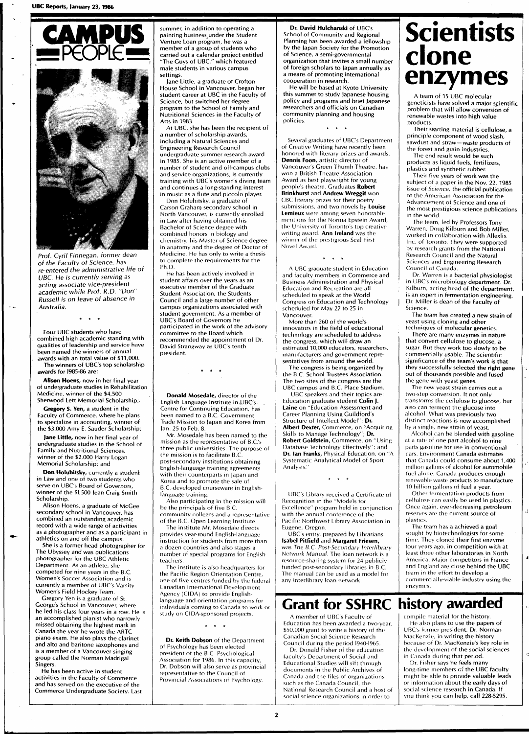# CAMPUS PEOPLE

*Prof. Cyril Finnegan, former dean of the Faculty of Science, has re-entered the administrative life of UBC. He is currently serving as acting associate vice-president academic while Prof. R.D. "Don" Russell is on leave of absence in Australia.*

\* \* \*

Four UBC students who have combined high academic standing with qualities of leadership and service have been named the winners of annual awards with an total value of $11,000.

The winners of UBC's top scholarship awards for 1985-86 are:

**Alison Hoens,** now in her final year of undergraduate studies in Rehabilitation Medicine, winner of the $4,500 Sherwood Lett Memorial Scholarship;

**Gregory S. Yen,** a student in the Faculty of Commerce, where he plans to specialize in accounting, winner of the $3,000 Amy E. Sauder Scholarship;

**Jane Little,** now in her final year of undergraduate studies in the School of Family and Nutritional Sciences, winner of the $2,000 Harry Logan Memorial Scholarship; and

**Don Holubitsky,** currently a student in Law and one of two students who serve on UBC's Board of Governors, winner of the $1,500 Jean Craig Smith Scholarship.

Alison Hoens, a graduate of McGee secondary school in Vancouver, has combined an outstanding academic record with a wide range of activities as a photographer and as a participant in athletics on and off the campus.

She is a former head photographer for The Ubyssey and was publications photographer for the UBC Athletic Department. As an athlete, she competed for nine years in the B.C. Women's Soccer Association and is currently a member of UBC's Varsity Women's Field Hockey Team.

Gregory Yen is a graduate of St. George's School in Vancouver, where he led his class four years in a row. He is an accomplished pianist who narrowly missed obtaining the highest mark in Canada the year he wrote the ARTC piano exam. He also plays the clarinet and alto and baritone saxophones and is a member of a Vancouver singing group called the Norman Madrigal Singers.

He has been active in student activities in the Faculty of Commerce and has served on the executive of the Commerce Undergraduate Society. Last summer, in addition to operating a painting business under the Student Venture Loan program, he was a member of a group of students who carried out a calendar project entitled "The Guys of UBC," which featured male students in various campus settings.

Jane Little, a graduate of Crofton House School in Vancouver, began her student career at UBC in the Faculty of Science, but switched her degree program to the School of Family and Nutritional Sciences in the Faculty of Arts in 1983.

At UBC, she has been the recipient of a number of scholarship awards, including a Natural Sciences and Engineering Research Council undergraduate summer research award in 1985. She is an active member of a number of student and off-campus clubs and service organizations, is currently training with UBC's women's diving team and continues a long-standing interest in music as a flute and piccolo player.

Don Holubitsky, a graduate of Carson Graham secondary school in North Vancouver, is currently enrolled in Law after having obtained his Bachelor of Science degree with combined honors in biology and chemistry, his Master of Science degree in anatomy and the degree of Doctor of Medicine. He has only to write a thesis to complete the requirements for the Ph.D.

He has been actively involved in student affairs over the years as an executive member of the Graduate Student Association, the Students Council and a large number of other campus organizations associated with student government. As a member of UBC's Board of Governors he participated in the work of the advisory committee to the Board which recommended the appointment of Dr. David Strangway as UBC's tenth president.

\* \* \*

**Donald Mosedale,** director of the English Language Institute in UBC's Centre for Continuing Education, has been named to a B.C. Government Trade Mission to Japan and Korea from Jan. 25 to Feb. 8.

Mr. Mosedale has been named to the mission as the representative of B.C.'s three public universities. The purpose of the mission is to facilitate B.C. post-secondary institutions obtaining English-language training agreements with their counterparts in Japan and Korea and to promote the sale of B.C.-developed courseware in English-language training.

Also participating in the mission will be the principals of five B.C. community colleges and a representative of the B.C. Open Learning Institute.

The institute Mr. Mosedale directs provides year-round English-language instruction for students from more than a dozen countries and also stages a number of special programs for English teachers.

The institute is also headquarters for the Pacific Region Orientation Centre, one of five centres funded by the federal Canadian International Development Agency (CIDA) to provide English-language and orientation programs for individuals coming to Canada to work or study on CIDA-sponsored projects.

\* \* \*

**Dr. Keith Dobson** of the Department of Psychology has been elected president of the B.C. Psychological Association for 1986. In this capacity, Dr. Dobson will also serve as provincial representative to the Council of Provincial Associations of Psychology.

**Dr. David Hulchanski** of UBC's School of Community and Regional Planning has been awarded a fellowship by the Japan Society for the Promotion of Science, a semi-governmental organization that invites a small number of foreign scholars to Japan annually as a means of promoting international cooperation in research.

He will be based at Kyoto University this summer to study Japanese housing policy and programs and brief Japanese researchers and officials on Canadian community planning and housing policies.

\* \* \*

Several graduates of UBC's Department of Creative Writing have recently been honored with literary prizes and awards. **Dennis Foon,** artistic director of Vancouver's Green Thumb Theatre, has won a British Theatre Association Award as best playwright for young people's theatre. Graduates **Robert Brinkhurst** and **Andrew Wreggit** won CBC literary prizes for their poetry submissions, and two novels by **Louise Lemieux** were among seven honorable mentions for the Norma Epstein Award, the University of Toronto's top creative writing award. **Ann Ireland** was the winner of the prestigious Seal First Novel Award.

\* \* \*

A UBC graduate student in Education and faculty members in Commerce and Business Administration and Physical Education and Recreation are all scheduled to speak at the World Congress on Education and Technology scheduled for May 22 to 25 in Vancouver.

More than 260 of the world's innovators in the field of educational technology are scheduled to address the congress, which will draw an estimated 10,000 educators, researchers, manufacturers and government representatives from around the world.

The congress is being organized by the B.C. School Trustees Association. The two sites of the congress are the UBC campus and B.C. Place Stadium.

UBC speakers and their topics are: Education graduate student **Colin J. Laine** on "Education Assessment and Career Planning Using Guildford's Structure of Intellect Model"; **Dr. Albert Dexter,** Commerce, on "Acquiring Skills to Manage Technology"; **Dr. Robert Goldstein,** Commerce, on "Using Database Technology Effectively"; and **Dr. Ian Franks,** Physical Education, on "A Systematic Analytical Model of Sport Analysis."

\* \* \*

UBC's Library received a Certificate of Recognition in the "Models for Excellence" program held in conjunction with the annual conference of the Pacific Northwest Library Association in Eugene, Oregon.

UBC's entry, prepared by Librarians **Isabel Pittfield** and **Margaret Friesen,** was *The B.C. Post-Secondary Interlibrary Network Manual.* The loan network is a resource-sharing system for 24 publicly funded post-secondary libraries in B.C. The manual can be used as a model for any interlibrary loan network.

# Scientists clone enzymes

A team of 15 UBC molecular geneticists have solved a major scientific problem that will allow conversion of renewable wastes into high value products.

Their starting material is cellulose, a principle component of wood slash, sawdust and straw—waste products of the forest and grain industries.

The end result would be such products as liquid fuels, fertilizers, plastics and synthetic rubber.

Their five years of work was the subject of a paper in the Nov. 22, 1985 issue of *Science,* the official publication of the American Association for the Advancement of Science and one of the most prestigious science publications in the world.

The team, led by Professors Tony Warren, Doug Kilburn and Bob Miller, worked in collaboration with Allelix Inc. of Toronto. They were supported by research grants from the National Research Council and the Natural Sciences and Engineering Research Council of Canada.

Dr. Warren is a bacterial physiologist in UBC's microbiology department. Dr. Kilburn, acting head of the department, is an expert in fermentation engineering. Dr. Miller is dean of the Faculty of Science.

The team has created a new strain of yeast using cloning and other techniques of molecular genetics.

There are many enzymes in nature that convert cellulose to glucose, a sugar. But they work too slowly to be commercially usable. The scientific significance of the team's work is that they successfully selected the right gene out of thousands possible and fused the gene with yeast genes.

The new yeast strain carries out a two-step conversion. It not only transforms the cellulose to glucose, but also can ferment the glucose into alcohol. What was previously two distinct reactions is now accomplished by a single, new strain of yeast.

Alcohol can be blended with gasoline at a rate of one part alcohol to nine parts gasoline for use in conventional cars. Environment Canada estimates that Canada could consume about 1,400 million gallons of alcohol for automobile fuel alone. Canada produces enough renewable waste products to manufacture 10 billion gallons of fuel a year.

Other fermentation products from cellulose can easily be used in plastics. Once again, ever-decreasing petroleum reserves are the current source of plastics.

The team has a achieved a goal sought by biotechnologists for some time. They cloned their first enzyme four years ago, in competition with at least three other laboratories in North America. Major competitors in France and England are close behind the UBC team in the effort to develop a commercially-viable industry using the enzymes.

# Grant for SSHRC history awarded

A member of UBC's Faculty of Education has been awarded a two-year, $50,000 grant to write a history of the Canadian Social Science Research Council during the period 1940-1965.

Dr. Donald Fisher of the education faculty's Department of Social and Educational Studies will sift through documents in the Public Archives of Canada and the files of organizations such as the Canada Council, the National Research Council and a host of social science organizations in order to compile material for the history.

He also plans to use the papers of UBC's former president, Dr. Norman MacKenzie, in writing the history because of Dr. MacKenzie's key role in the development of the social sciences in Canada during that period.

Dr. Fisher says he feels many long-time members of the UBC faculty might be able to provide valuable leads or information about the early days of social science research in Canada. If you think you can help, call 228-5295.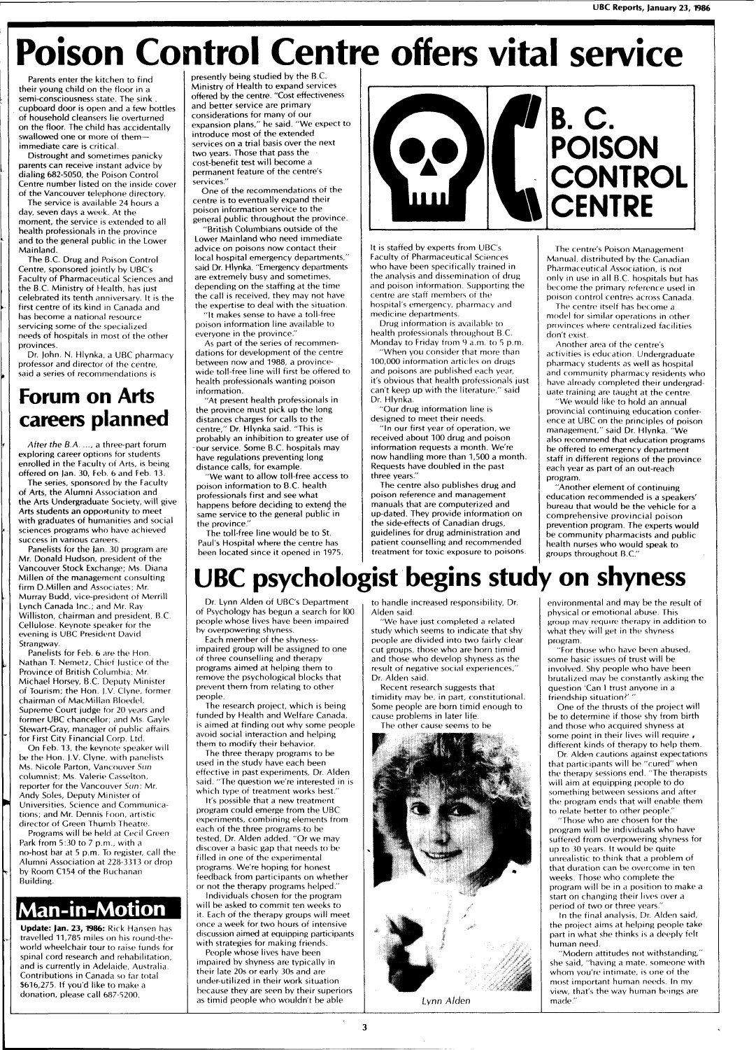# Poison Control Centre offers vital service

Parents enter the kitchen to find their young child on the floor in a semi-consciousness state. The sink cupboard door is open and a few bottles of household cleansers lie overturned on the floor. The child has accidentally swallowed one or more of them — immediate care is critical.

Distrought and sometimes panicky parents can receive instant advice by dialing 682-5050, the Poison Control Centre number listed on the inside cover of the Vancouver telephone directory.

The service is available 24 hours a day, seven days a week. At the moment, the service is extended to all health professionals in the province and to the general public in the Lower Mainland.

The B.C. Drug and Poison Control Centre, sponsored jointly by UBC's Faculty of Pharmaceutical Sciences and the B.C. Ministry of Health, has just celebrated its tenth anniversary. It is the first centre of its kind in Canada and has become a national resource servicing some of the specialized needs of hospitals in most of the other provinces.

Dr. John. N. Hlynka, a UBC pharmacy professor and director of the centre, said a series of recommendations is presently being studied by the B.C. Ministry of Health to expand services offered by the centre. "Cost effectiveness and better service are primary considerations for many of our expansion plans," he said. "We expect to introduce most of the extended services on a trial basis over the next two years. Those that pass the cost-benefit test will become a permanent feature of the centre's services."

One of the recommendations of the centre is to eventually expand their poison information service to the general public throughout the province.

"British Columbians outside of the Lower Mainland who need immediate advice on poisons now contact their local hospital emergency departments," said Dr. Hlynka. "Emergency departments are extremely busy and sometimes, depending on the staffing at the time the call is received, they may not have the expertise to deal with the situation.

"It makes sense to have a toll-free poison information line available to everyone in the province."

As part of the series of recommendations for development of the centre between now and 1988, a province-wide toll-free line will first be offered to health professionals wanting poison information.

"At present health professionals in the province must pick up the long distances charges for calls to the centre," Dr. Hlynka said. "This is probably an inhibition to greater use of our service. Some B.C. hospitals may have regulations preventing long distance calls, for example.

"We want to allow toll-free access to poison information to B.C. health professionals first and see what happens before deciding to extend the same service to the general public in the province."

The toll-free line would be to St. Paul's Hospital where the centre has been located since it opened in 1975.

B. C. POISON CONTROL CENTRE

It is staffed by experts from UBC's Faculty of Pharmaceutical Sciences who have been specifically trained in the analysis and dissemination of drug and poison information. Supporting the centre are staff members of the hospital's emergency, pharmacy and medicine departments.

Drug information is available to health professionals throughout B.C. Monday to Friday from 9 a.m. to 5 p.m.

"When you consider that more than 100,000 information articles on drugs and poisons are published each year, it's obvious that health professionals just can't keep up with the literature," said Dr. Hlynka.

"Our drug information line is designed to meet their needs.

"In our first year of operation, we received about 100 drug and poison information requests a month. We're now handling more than 1,500 a month. Requests have doubled in the past three years."

The centre also publishes drug and poison reference and management manuals that are computerized and up-dated. They provide information on the side-effects of Canadian drugs, guidelines for drug administration and patient counselling and recommended treatment for toxic exposure to poisons.

The centre's Poison Management Manual, distributed by the Canadian Pharmaceutical Association, is not only in use in all B.C. hospitals but has become the primary reference used in poison control centres across Canada.

The centre itself has become a model for similar operations in other provinces where centralized facilities don't exist.

Another area of the centre's activities is education. Undergraduate pharmacy students as well as hospital and community pharmacy residents who have already completed their undergraduate training are taught at the centre.

"We would like to hold an annual provincial continuing education conference at UBC on the principles of poison management," said Dr. Hlynka. "We also recommend that education programs be offered to emergency department staff in different regions of the province each year as part of an out-reach program.

"Another element of continuing education recommended is a speakers' bureau that would be the vehicle for a comprehensive provincial poison prevention program. The experts would be community pharmacists and public health nurses who would speak to groups throughout B.C."

## Forum on Arts careers planned

*After the B.A. ...*, a three-part forum exploring career options for students enrolled in the Faculty of Arts, is being offered on Jan. 30, Feb. 6 and Feb. 13.

The series, sponsored by the Faculty of Arts, the Alumni Association and the Arts Undergraduate Society, will give Arts students an opportunity to meet with graduates of humanities and social sciences programs who have achieved success in various careers.

Panelists for the Jan. 30 program are Mr. Donald Hudson, president of the Vancouver Stock Exchange; Ms. Diana Millen of the management consulting firm D.Millen and Associates; Mr. Murray Budd, vice-president of Merrill Lynch Canada Inc.; and Mr. Ray Williston, chairman and president, B.C. Cellulose. Keynote speaker for the evening is UBC President David Strangway.

Panelists for Feb. 6 are the Hon. Nathan T. Nemetz, Chief Justice of the Province of British Columbia; Mr. Michael Horsey, B.C. Deputy Minister of Tourism; the Hon. J.V. Clyne, former chairman of MacMillan Bloedel, Supreme Court judge for 20 years and former UBC chancellor; and Ms. Gayle Stewart-Gray, manager of public affairs for First City Financial Corp. Ltd.

On Feb. 13, the keynote speaker will be the Hon. J.V. Clyne, with panelists Ms. Nicole Parton, Vancouver *Sun* columnist; Ms. Valerie Casselton, reporter for the Vancouver *Sun*; Mr. Andy Soles, Deputy Minister of Universities, Science and Communications; and Mr. Dennis Foon, artistic director of Green Thumb Theatre.

Programs will be held at Cecil Green Park from 5:30 to 7 p.m., with a no-host bar at 5 p.m. To register, call the Alumni Association at 228-3313 or drop by Room C154 of the Buchanan Building.

## Man-in-Motion

**Update: Jan. 23, 1986:** Rick Hansen has travelled 11,785 miles on his round-the-world wheelchair tour to raise funds for spinal cord research and rehabilitation, and is currently in Adelaide, Australia. Contributions in Canada so far total $616,275. If you'd like to make a donation, please call 687-5200.

# UBC psychologist begins study on shyness

Dr. Lynn Alden of UBC's Department of Psychology has begun a search for 100 people whose lives have been impaired by overpowering shyness.

Each member of the shyness-impaired group will be assigned to one of three counselling and therapy programs aimed at helping them to remove the psychological blocks that prevent them from relating to other people.

The research project, which is being funded by Health and Welfare Canada, is aimed at finding out why some people avoid social interaction and helping them to modify their behavior.

The three therapy programs to be used in the study have each been effective in past experiments, Dr. Alden said. "The question we're interested in is which type of treatment works best."

It's possible that a new treatment program could emerge from the UBC experiments, combining elements from each of the three programs to be tested, Dr. Alden added. "Or we may discover a basic gap that needs to be filled in one of the experimental programs. We're hoping for honest feedback from participants on whether or not the therapy programs helped."

Individuals chosen for the program will be asked to commit ten weeks to it. Each of the therapy groups will meet once a week for two hours of intensive discussion aimed at equipping participants with strategies for making friends.

People whose lives have been impaired by shyness are typically in their late 20s or early 30s and are under-utilized in their work situation because they are seen by their superiors as timid people who wouldn't be able to handle increased responsibility, Dr. Alden said.

"We have just completed a related study which seems to indicate that shy people are divided into two fairly clear cut groups, those who are born timid and those who develop shyness as the result of negative social experiences," Dr. Alden said.

Recent research suggests that timidity may be, in part, constitutional. Some people are born timid enough to cause problems in later life.

The other cause seems to be environmental and may be the result of physical or emotional abuse. This group may require therapy in addition to what they will get in the shyness program.

"For those who have been abused, some basic issues of trust will be involved. Shy people who have been brutalized may be constantly asking the question 'Can I trust anyone in a friendship situation?' "

One of the thrusts of the project will be to determine if those shy from birth and those who acquired shyness at some point in their lives will require different kinds of therapy to help them.

Dr. Alden cautions against expectations that participants will be "cured" when the therapy sessions end. "The therapists will aim at equipping people to do something between sessions and after the program ends that will enable them to relate better to other people."

"Those who are chosen for the program will be individuals who have suffered from overpowering shyness for up to 30 years. It would be quite unrealistic to think that a problem of that duration can be overcome in ten weeks. Those who complete the program will be in a position to make a start on changing their lives over a period of two or three years."

In the final analysis, Dr. Alden said, the project aims at helping people take part in what she thinks is a deeply felt human need.

"Modern attitudes not withstanding," she said, "having a mate, someone with whom you're intimate, is one of the most important human needs. In my view, that's the way human beings are made."

*Lynn Alden*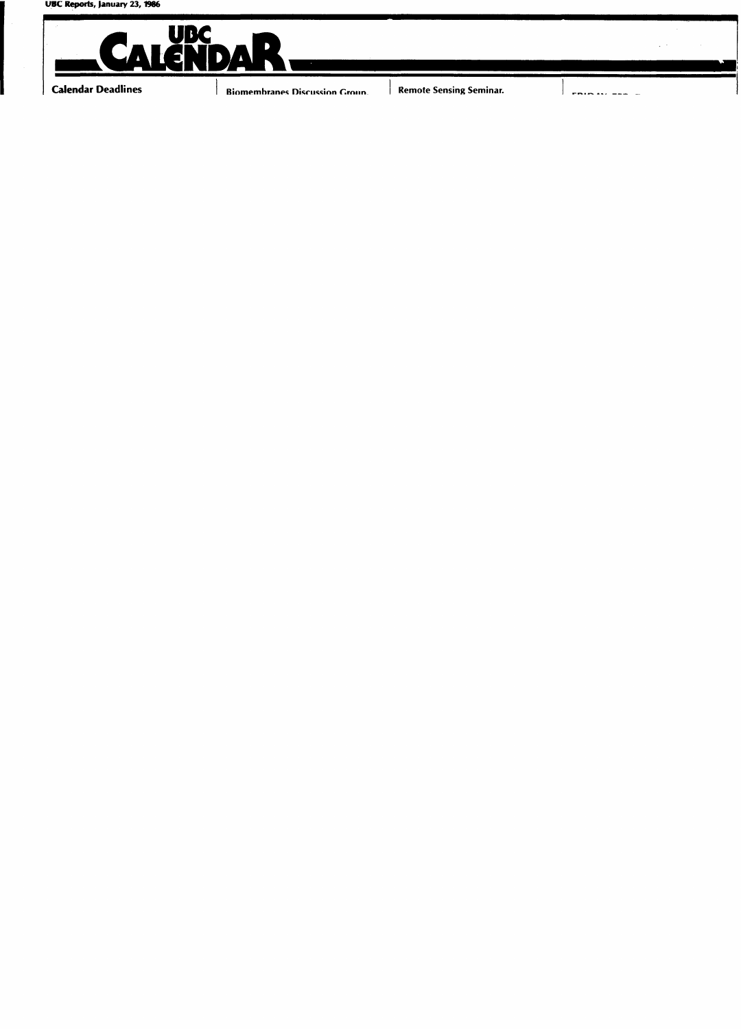# UBC CALENDAR

**Calendar Deadlines**

**Biomembranes Discussion Group.**

**Remote Sensing Seminar.**